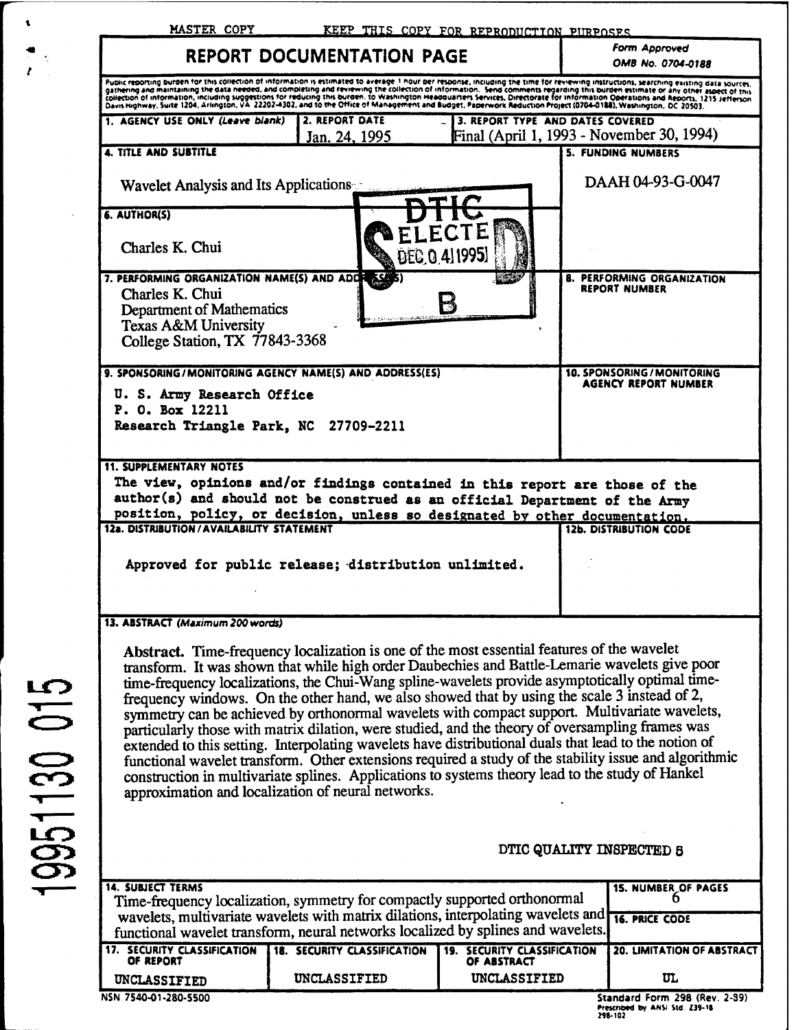MASTER COPY — KEEP THIS COPY FOR REPRODUCTION PURPOSES

# REPORT DOCUMENTATION PAGE

Form Approved
OMB No. 0704-0188

Public reporting burden for this collection of information is estimated to average 1 hour per response, including the time for reviewing instructions, searching existing data sources, gathering and maintaining the data needed, and completing and reviewing the collection of information. Send comments regarding this burden estimate or any other aspect of this collection of information, including suggestions for reducing this burden, to Washington Headquarters Services, Directorate for Information Operations and Reports, 1215 Jefferson Davis Highway, Suite 1204, Arlington, VA 22202-4302, and to the Office of Management and Budget, Paperwork Reduction Project (0704-0188), Washington, DC 20503.

| 1. AGENCY USE ONLY (Leave blank) | 2. REPORT DATE | 3. REPORT TYPE AND DATES COVERED |
|---|---|---|
| | Jan. 24, 1995 | Final (April 1, 1993 - November 30, 1994) |

**4. TITLE AND SUBTITLE**

Wavelet Analysis and Its Applications

**5. FUNDING NUMBERS**

DAAH 04-93-G-0047

**6. AUTHOR(S)**

Charles K. Chui

DTIC ELECTE DEC 0 4 1995 B

**7. PERFORMING ORGANIZATION NAME(S) AND ADDRESS(ES)**

Charles K. Chui
Department of Mathematics
Texas A&M University
College Station, TX 77843-3368

**8. PERFORMING ORGANIZATION REPORT NUMBER**

**9. SPONSORING/MONITORING AGENCY NAME(S) AND ADDRESS(ES)**

U. S. Army Research Office
P. O. Box 12211
Research Triangle Park, NC 27709-2211

**10. SPONSORING/MONITORING AGENCY REPORT NUMBER**

**11. SUPPLEMENTARY NOTES**

The view, opinions and/or findings contained in this report are those of the author(s) and should not be construed as an official Department of the Army position, policy, or decision, unless so designated by other documentation.

**12a. DISTRIBUTION/AVAILABILITY STATEMENT**

Approved for public release; distribution unlimited.

**12b. DISTRIBUTION CODE**

**13. ABSTRACT (Maximum 200 words)**

**Abstract.** Time-frequency localization is one of the most essential features of the wavelet transform. It was shown that while high order Daubechies and Battle-Lemarie wavelets give poor time-frequency localizations, the Chui-Wang spline-wavelets provide asymptotically optimal time-frequency windows. On the other hand, we also showed that by using the scale 3 instead of 2, symmetry can be achieved by orthonormal wavelets with compact support. Multivariate wavelets, particularly those with matrix dilation, were studied, and the theory of oversampling frames was extended to this setting. Interpolating wavelets have distributional duals that lead to the notion of functional wavelet transform. Other extensions required a study of the stability issue and algorithmic construction in multivariate splines. Applications to systems theory lead to the study of Hankel approximation and localization of neural networks.

DTIC QUALITY INSPECTED 5

**14. SUBJECT TERMS**

Time-frequency localization, symmetry for compactly supported orthonormal wavelets, multivariate wavelets with matrix dilations, interpolating wavelets and functional wavelet transform, neural networks localized by splines and wavelets.

**15. NUMBER OF PAGES** 6

**16. PRICE CODE**

| 17. SECURITY CLASSIFICATION OF REPORT | 18. SECURITY CLASSIFICATION OF THIS PAGE | 19. SECURITY CLASSIFICATION OF ABSTRACT | 20. LIMITATION OF ABSTRACT |
|---|---|---|---|
| UNCLASSIFIED | UNCLASSIFIED | UNCLASSIFIED | UL |

NSN 7540-01-280-5500

Standard Form 298 (Rev. 2-89)
Prescribed by ANSI Std. Z39-18
298-102

19951130 015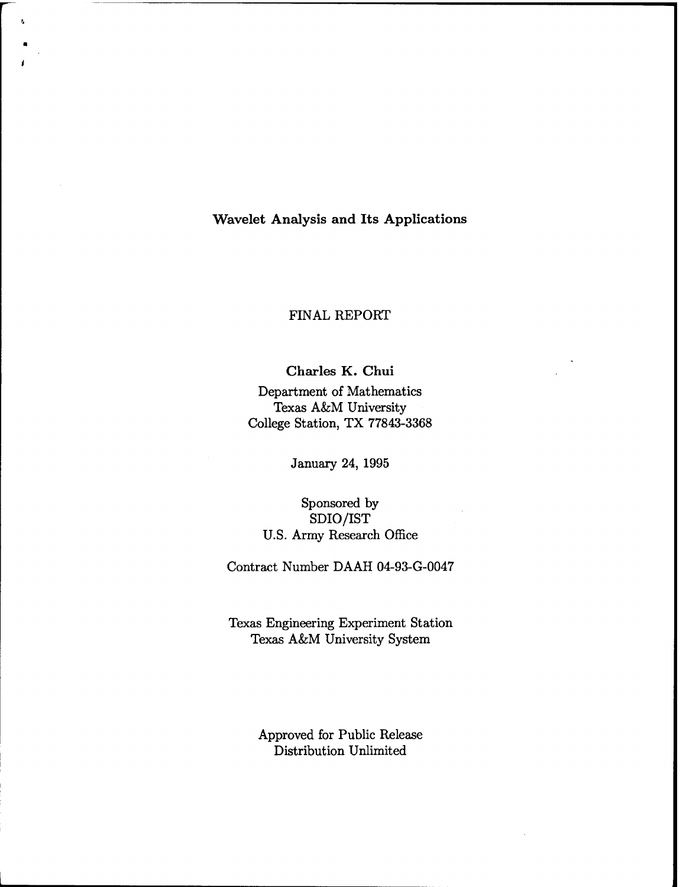# Wavelet Analysis and Its Applications

FINAL REPORT

**Charles K. Chui**

Department of Mathematics
Texas A&M University
College Station, TX 77843-3368

January 24, 1995

Sponsored by
SDIO/IST
U.S. Army Research Office

Contract Number DAAH 04-93-G-0047

Texas Engineering Experiment Station
Texas A&M University System

Approved for Public Release
Distribution Unlimited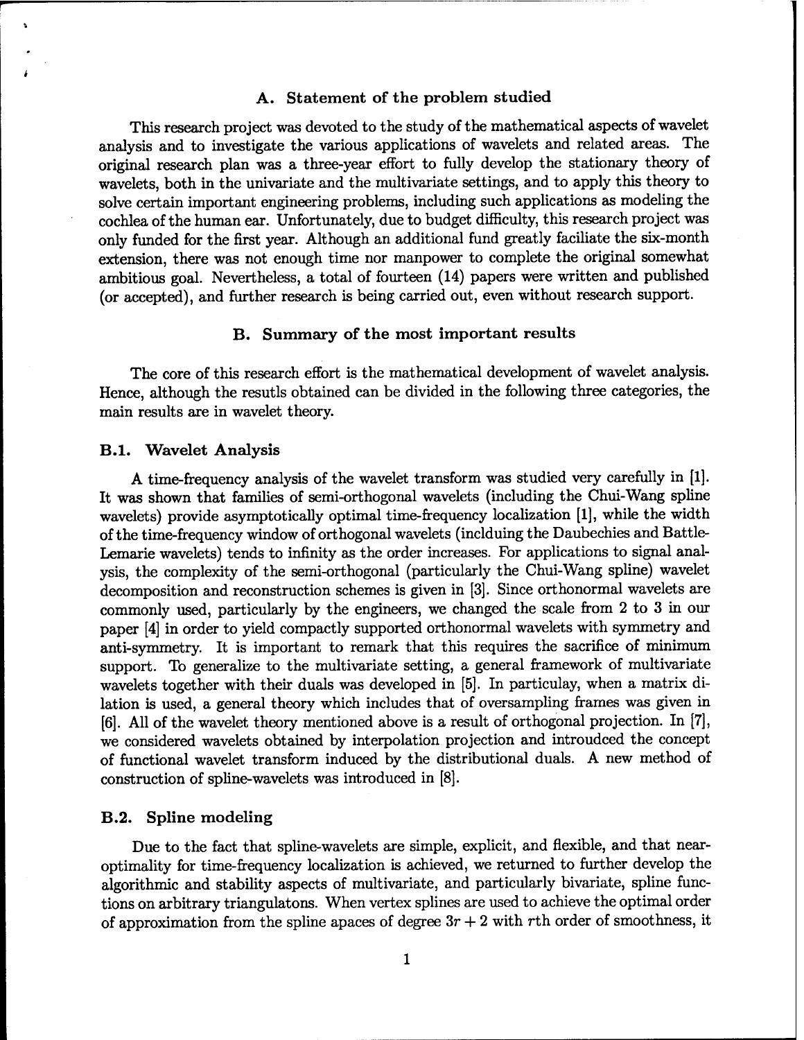## A. Statement of the problem studied

This research project was devoted to the study of the mathematical aspects of wavelet analysis and to investigate the various applications of wavelets and related areas. The original research plan was a three-year effort to fully develop the stationary theory of wavelets, both in the univariate and the multivariate settings, and to apply this theory to solve certain important engineering problems, including such applications as modeling the cochlea of the human ear. Unfortunately, due to budget difficulty, this research project was only funded for the first year. Although an additional fund greatly faciliate the six-month extension, there was not enough time nor manpower to complete the original somewhat ambitious goal. Nevertheless, a total of fourteen (14) papers were written and published (or accepted), and further research is being carried out, even without research support.

## B. Summary of the most important results

The core of this research effort is the mathematical development of wavelet analysis. Hence, although the resutls obtained can be divided in the following three categories, the main results are in wavelet theory.

### B.1. Wavelet Analysis

A time-frequency analysis of the wavelet transform was studied very carefully in [1]. It was shown that families of semi-orthogonal wavelets (including the Chui-Wang spline wavelets) provide asymptotically optimal time-frequency localization [1], while the width of the time-frequency window of orthogonal wavelets (inclduing the Daubechies and Battle-Lemarie wavelets) tends to infinity as the order increases. For applications to signal analysis, the complexity of the semi-orthogonal (particularly the Chui-Wang spline) wavelet decomposition and reconstruction schemes is given in [3]. Since orthonormal wavelets are commonly used, particularly by the engineers, we changed the scale from 2 to 3 in our paper [4] in order to yield compactly supported orthonormal wavelets with symmetry and anti-symmetry. It is important to remark that this requires the sacrifice of minimum support. To generalize to the multivariate setting, a general framework of multivariate wavelets together with their duals was developed in [5]. In particulay, when a matrix dilation is used, a general theory which includes that of oversampling frames was given in [6]. All of the wavelet theory mentioned above is a result of orthogonal projection. In [7], we considered wavelets obtained by interpolation projection and introudced the concept of functional wavelet transform induced by the distributional duals. A new method of construction of spline-wavelets was introduced in [8].

### B.2. Spline modeling

Due to the fact that spline-wavelets are simple, explicit, and flexible, and that near-optimality for time-frequency localization is achieved, we returned to further develop the algorithmic and stability aspects of multivariate, and particularly bivariate, spline functions on arbitrary triangulatons. When vertex splines are used to achieve the optimal order of approximation from the spline apaces of degree $3r + 2$ with $r$th order of smoothness, it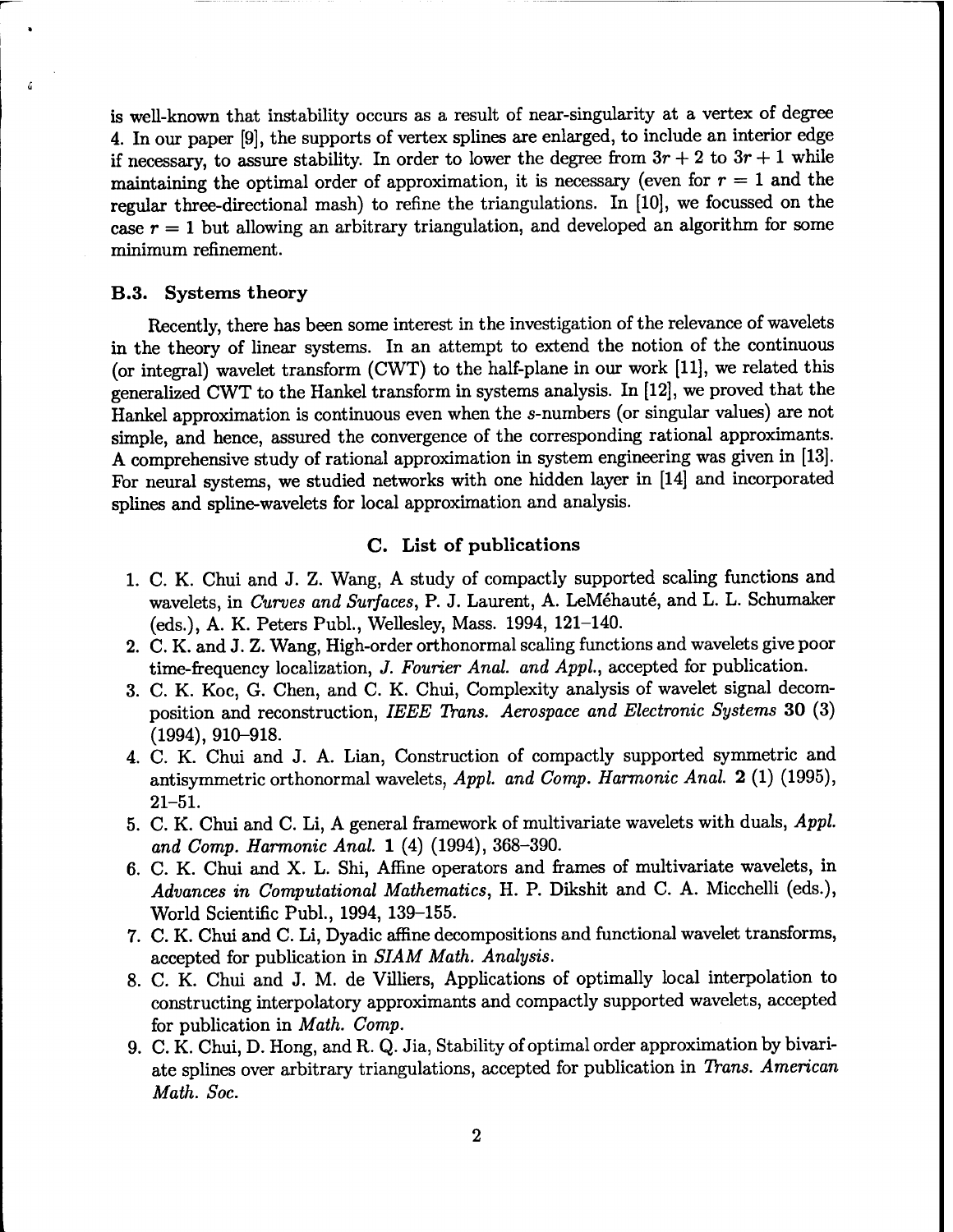is well-known that instability occurs as a result of near-singularity at a vertex of degree 4. In our paper [9], the supports of vertex splines are enlarged, to include an interior edge if necessary, to assure stability. In order to lower the degree from $3r+2$ to $3r+1$ while maintaining the optimal order of approximation, it is necessary (even for $r=1$ and the regular three-directional mash) to refine the triangulations. In [10], we focussed on the case $r=1$ but allowing an arbitrary triangulation, and developed an algorithm for some minimum refinement.

### B.3. Systems theory

Recently, there has been some interest in the investigation of the relevance of wavelets in the theory of linear systems. In an attempt to extend the notion of the continuous (or integral) wavelet transform (CWT) to the half-plane in our work [11], we related this generalized CWT to the Hankel transform in systems analysis. In [12], we proved that the Hankel approximation is continuous even when the $s$-numbers (or singular values) are not simple, and hence, assured the convergence of the corresponding rational approximants. A comprehensive study of rational approximation in system engineering was given in [13]. For neural systems, we studied networks with one hidden layer in [14] and incorporated splines and spline-wavelets for local approximation and analysis.

## C. List of publications

1. C. K. Chui and J. Z. Wang, A study of compactly supported scaling functions and wavelets, in *Curves and Surfaces*, P. J. Laurent, A. LeMéhauté, and L. L. Schumaker (eds.), A. K. Peters Publ., Wellesley, Mass. 1994, 121–140.
2. C. K. and J. Z. Wang, High-order orthonormal scaling functions and wavelets give poor time-frequency localization, *J. Fourier Anal. and Appl.*, accepted for publication.
3. C. K. Koc, G. Chen, and C. K. Chui, Complexity analysis of wavelet signal decomposition and reconstruction, *IEEE Trans. Aerospace and Electronic Systems* **30** (3) (1994), 910–918.
4. C. K. Chui and J. A. Lian, Construction of compactly supported symmetric and antisymmetric orthonormal wavelets, *Appl. and Comp. Harmonic Anal.* **2** (1) (1995), 21–51.
5. C. K. Chui and C. Li, A general framework of multivariate wavelets with duals, *Appl. and Comp. Harmonic Anal.* **1** (4) (1994), 368–390.
6. C. K. Chui and X. L. Shi, Affine operators and frames of multivariate wavelets, in *Advances in Computational Mathematics*, H. P. Dikshit and C. A. Micchelli (eds.), World Scientific Publ., 1994, 139–155.
7. C. K. Chui and C. Li, Dyadic affine decompositions and functional wavelet transforms, accepted for publication in *SIAM Math. Analysis*.
8. C. K. Chui and J. M. de Villiers, Applications of optimally local interpolation to constructing interpolatory approximants and compactly supported wavelets, accepted for publication in *Math. Comp.*
9. C. K. Chui, D. Hong, and R. Q. Jia, Stability of optimal order approximation by bivariate splines over arbitrary triangulations, accepted for publication in *Trans. American Math. Soc.*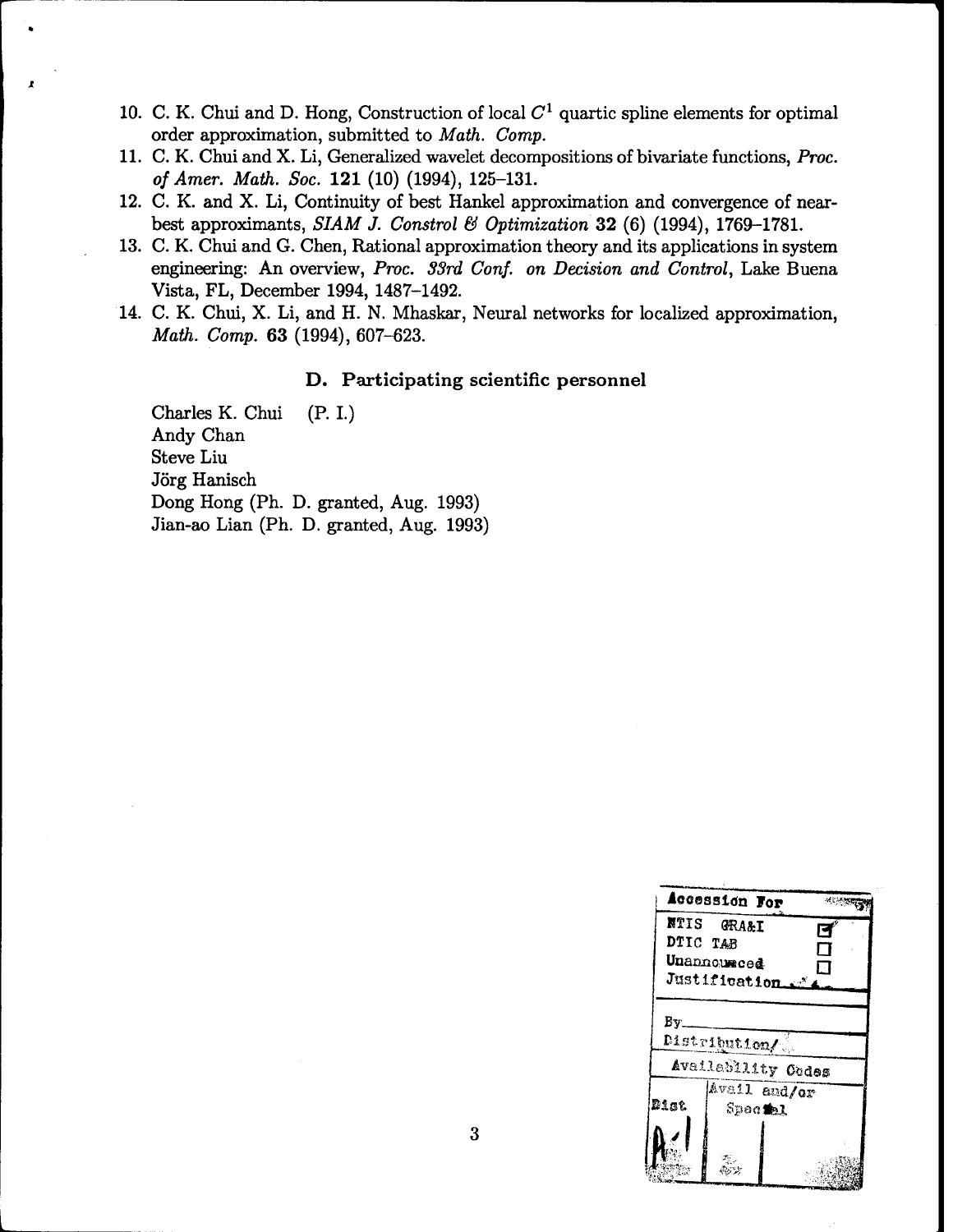10. C. K. Chui and D. Hong, Construction of local $C^1$ quartic spline elements for optimal order approximation, submitted to *Math. Comp.*
11. C. K. Chui and X. Li, Generalized wavelet decompositions of bivariate functions, *Proc. of Amer. Math. Soc.* **121** (10) (1994), 125–131.
12. C. K. and X. Li, Continuity of best Hankel approximation and convergence of near-best approximants, *SIAM J. Constrol & Optimization* **32** (6) (1994), 1769–1781.
13. C. K. Chui and G. Chen, Rational approximation theory and its applications in system engineering: An overview, *Proc. 33rd Conf. on Decision and Control*, Lake Buena Vista, FL, December 1994, 1487–1492.
14. C. K. Chui, X. Li, and H. N. Mhaskar, Neural networks for localized approximation, *Math. Comp.* **63** (1994), 607–623.

### D. Participating scientific personnel

Charles K. Chui (P. I.)
Andy Chan
Steve Liu
Jörg Hanisch
Dong Hong (Ph. D. granted, Aug. 1993)
Jian-ao Lian (Ph. D. granted, Aug. 1993)

| Accession For | |
| --- | --- |
| NTIS GRA&I | ☑ |
| DTIC TAB | ☐ |
| Unannounced | ☐ |
| Justification | |
| By | |
| Distribution/ | |
| Availability Codes | |
| Dist | Avail and/or Special |
| A-1 | |